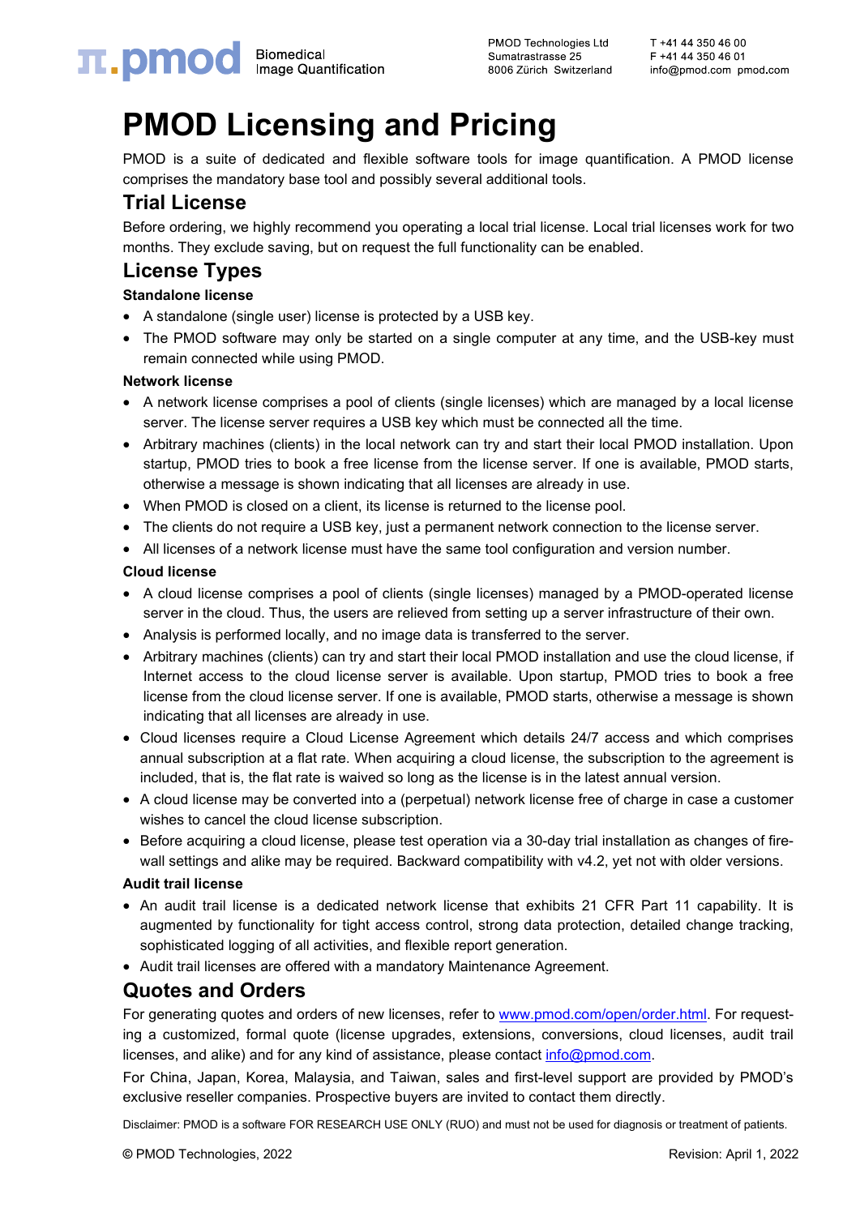# PMOD Licensing and Pricing

PMOD is a suite of dedicated and flexible software tools for image quantification. A PMOD license comprises the mandatory base tool and possibly several additional tools.

## Trial License

Before ordering, we highly recommend you operating a local trial license. Local trial licenses work for two months. They exclude saving, but on request the full functionality can be enabled.

## License Types

### Standalone license

- A standalone (single user) license is protected by a USB key.
- The PMOD software may only be started on a single computer at any time, and the USB-key must remain connected while using PMOD.

### Network license

- A network license comprises a pool of clients (single licenses) which are managed by a local license server. The license server requires a USB key which must be connected all the time.
- Arbitrary machines (clients) in the local network can try and start their local PMOD installation. Upon startup, PMOD tries to book a free license from the license server. If one is available, PMOD starts, otherwise a message is shown indicating that all licenses are already in use.
- When PMOD is closed on a client, its license is returned to the license pool.
- The clients do not require a USB key, just a permanent network connection to the license server.
- All licenses of a network license must have the same tool configuration and version number.

### Cloud license

- A cloud license comprises a pool of clients (single licenses) managed by a PMOD-operated license server in the cloud. Thus, the users are relieved from setting up a server infrastructure of their own.
- Analysis is performed locally, and no image data is transferred to the server.
- Arbitrary machines (clients) can try and start their local PMOD installation and use the cloud license, if Internet access to the cloud license server is available. Upon startup, PMOD tries to book a free license from the cloud license server. If one is available, PMOD starts, otherwise a message is shown indicating that all licenses are already in use.
- Cloud licenses require a Cloud License Agreement which details 24/7 access and which comprises annual subscription at a flat rate. When acquiring a cloud license, the subscription to the agreement is included, that is, the flat rate is waived so long as the license is in the latest annual version.
- A cloud license may be converted into a (perpetual) network license free of charge in case a customer wishes to cancel the cloud license subscription.
- Before acquiring a cloud license, please test operation via a 30-day trial installation as changes of fire-wall settings and alike may be required. Backward compatibility with v4.2, yet not with older versions.

### Audit trail license

- An audit trail license is a dedicated network license that exhibits 21 CFR Part 11 capability. It is augmented by functionality for tight access control, strong data protection, detailed change tracking, sophisticated logging of all activities, and flexible report generation.
- Audit trail licenses are offered with a mandatory Maintenance Agreement.

## Quotes and Orders

For generating quotes and orders of new licenses, refer to [www.pmod.com/open/order.html](www.pmod.com/open/order.html). For requesting a customized, formal quote (license upgrades, extensions, conversions, cloud licenses, audit trail licenses, and alike) and for any kind of assistance, please contact [info@pmod.com](mailto:info@pmod.com).

For China, Japan, Korea, Malaysia, and Taiwan, sales and first-level support are provided by PMOD's exclusive reseller companies. Prospective buyers are invited to contact them directly.

Disclaimer: PMOD is a software FOR RESEARCH USE ONLY (RUO) and must not be used for diagnosis or treatment of patients.

© PMOD Technologies, 2022 Revision: April 1, 2022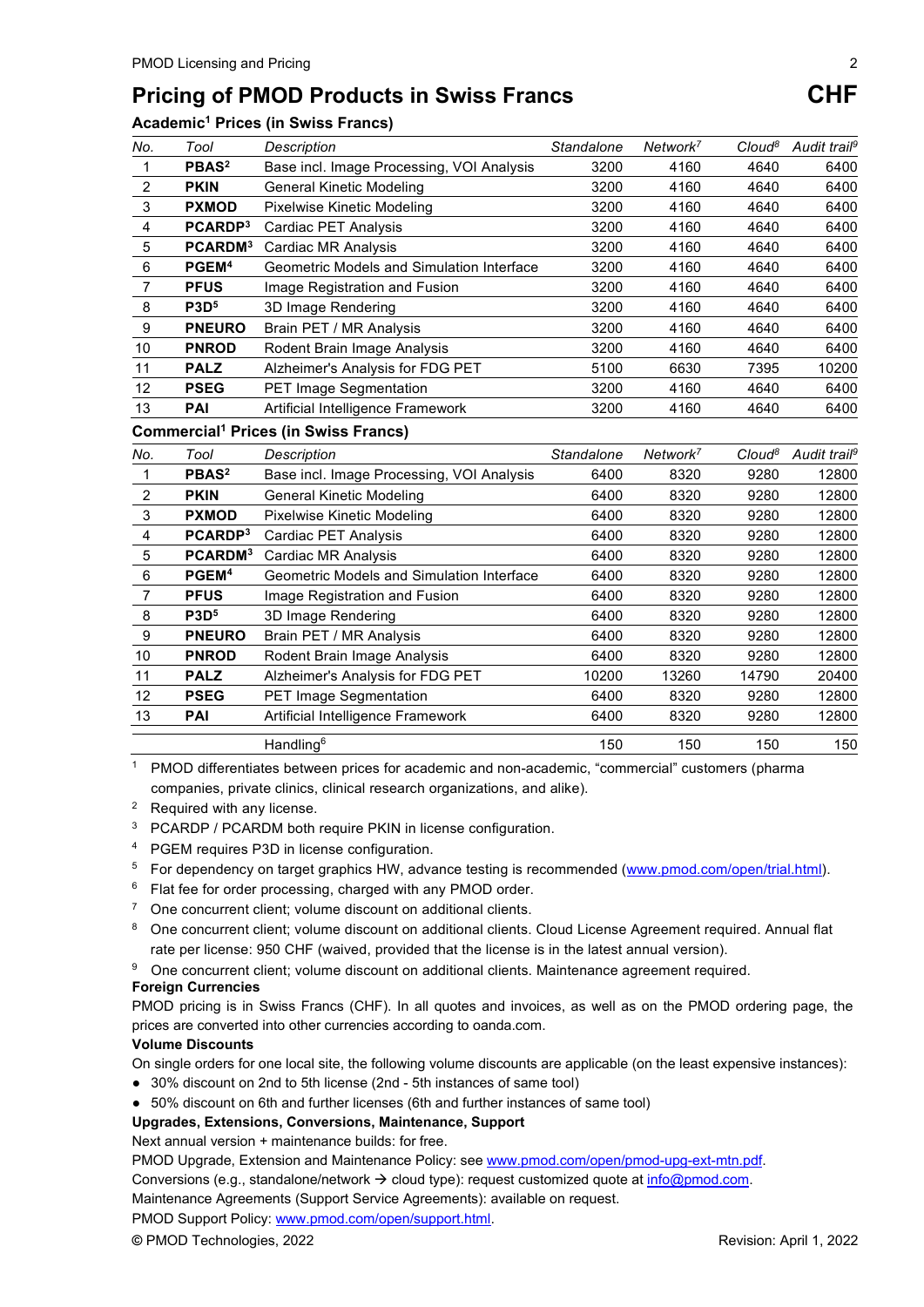# Pricing of PMOD Products in Swiss Francs **CHF**

### Academic[1] Prices (in Swiss Francs)

| *No.* | *Tool* | *Description* | *Standalone* | *Network*[7] | *Cloud*[8] | *Audit trail*[9] |
|---|---|---|---|---|---|---|
| 1 | **PBAS**[2] | Base incl. Image Processing, VOI Analysis | 3200 | 4160 | 4640 | 6400 |
| 2 | **PKIN** | General Kinetic Modeling | 3200 | 4160 | 4640 | 6400 |
| 3 | **PXMOD** | Pixelwise Kinetic Modeling | 3200 | 4160 | 4640 | 6400 |
| 4 | **PCARDP**[3] | Cardiac PET Analysis | 3200 | 4160 | 4640 | 6400 |
| 5 | **PCARDM**[3] | Cardiac MR Analysis | 3200 | 4160 | 4640 | 6400 |
| 6 | **PGEM**[4] | Geometric Models and Simulation Interface | 3200 | 4160 | 4640 | 6400 |
| 7 | **PFUS** | Image Registration and Fusion | 3200 | 4160 | 4640 | 6400 |
| 8 | **P3D**[5] | 3D Image Rendering | 3200 | 4160 | 4640 | 6400 |
| 9 | **PNEURO** | Brain PET / MR Analysis | 3200 | 4160 | 4640 | 6400 |
| 10 | **PNROD** | Rodent Brain Image Analysis | 3200 | 4160 | 4640 | 6400 |
| 11 | **PALZ** | Alzheimer's Analysis for FDG PET | 5100 | 6630 | 7395 | 10200 |
| 12 | **PSEG** | PET Image Segmentation | 3200 | 4160 | 4640 | 6400 |
| 13 | **PAI** | Artificial Intelligence Framework | 3200 | 4160 | 4640 | 6400 |

### Commercial[1] Prices (in Swiss Francs)

| *No.* | *Tool* | *Description* | *Standalone* | *Network*[7] | *Cloud*[8] | *Audit trail*[9] |
|---|---|---|---|---|---|---|
| 1 | **PBAS**[2] | Base incl. Image Processing, VOI Analysis | 6400 | 8320 | 9280 | 12800 |
| 2 | **PKIN** | General Kinetic Modeling | 6400 | 8320 | 9280 | 12800 |
| 3 | **PXMOD** | Pixelwise Kinetic Modeling | 6400 | 8320 | 9280 | 12800 |
| 4 | **PCARDP**[3] | Cardiac PET Analysis | 6400 | 8320 | 9280 | 12800 |
| 5 | **PCARDM**[3] | Cardiac MR Analysis | 6400 | 8320 | 9280 | 12800 |
| 6 | **PGEM**[4] | Geometric Models and Simulation Interface | 6400 | 8320 | 9280 | 12800 |
| 7 | **PFUS** | Image Registration and Fusion | 6400 | 8320 | 9280 | 12800 |
| 8 | **P3D**[5] | 3D Image Rendering | 6400 | 8320 | 9280 | 12800 |
| 9 | **PNEURO** | Brain PET / MR Analysis | 6400 | 8320 | 9280 | 12800 |
| 10 | **PNROD** | Rodent Brain Image Analysis | 6400 | 8320 | 9280 | 12800 |
| 11 | **PALZ** | Alzheimer's Analysis for FDG PET | 10200 | 13260 | 14790 | 20400 |
| 12 | **PSEG** | PET Image Segmentation | 6400 | 8320 | 9280 | 12800 |
| 13 | **PAI** | Artificial Intelligence Framework | 6400 | 8320 | 9280 | 12800 |
| | | Handling[6] | 150 | 150 | 150 | 150 |

[1] PMOD differentiates between prices for academic and non-academic, "commercial" customers (pharma companies, private clinics, clinical research organizations, and alike).

[2] Required with any license.

[3] PCARDP / PCARDM both require PKIN in license configuration.

[4] PGEM requires P3D in license configuration.

[5] For dependency on target graphics HW, advance testing is recommended (www.pmod.com/open/trial.html).

[6] Flat fee for order processing, charged with any PMOD order.

[7] One concurrent client; volume discount on additional clients.

[8] One concurrent client; volume discount on additional clients. Cloud License Agreement required. Annual flat rate per license: 950 CHF (waived, provided that the license is in the latest annual version).

[9] One concurrent client; volume discount on additional clients. Maintenance agreement required.

**Foreign Currencies**

PMOD pricing is in Swiss Francs (CHF). In all quotes and invoices, as well as on the PMOD ordering page, the prices are converted into other currencies according to oanda.com.

**Volume Discounts**

On single orders for one local site, the following volume discounts are applicable (on the least expensive instances):

- 30% discount on 2nd to 5th license (2nd - 5th instances of same tool)
- 50% discount on 6th and further licenses (6th and further instances of same tool)

**Upgrades, Extensions, Conversions, Maintenance, Support**

Next annual version + maintenance builds: for free.

PMOD Upgrade, Extension and Maintenance Policy: see www.pmod.com/open/pmod-upg-ext-mtn.pdf.

Conversions (e.g., standalone/network → cloud type): request customized quote at info@pmod.com.

Maintenance Agreements (Support Service Agreements): available on request.

PMOD Support Policy: www.pmod.com/open/support.html.

© PMOD Technologies, 2022 Revision: April 1, 2022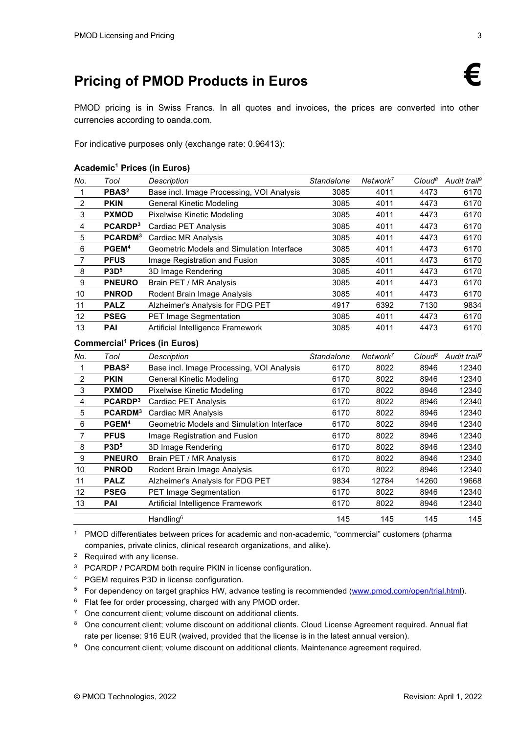# Pricing of PMOD Products in Euros

€

PMOD pricing is in Swiss Francs. In all quotes and invoices, the prices are converted into other currencies according to oanda.com.

For indicative purposes only (exchange rate: 0.96413):

**Academic[1] Prices (in Euros)**

| *No.* | *Tool* | *Description* | *Standalone* | *Network[7]* | *Cloud[8]* | *Audit trail[9]* |
|---|---|---|---|---|---|---|
| 1 | **PBAS[2]** | Base incl. Image Processing, VOI Analysis | 3085 | 4011 | 4473 | 6170 |
| 2 | **PKIN** | General Kinetic Modeling | 3085 | 4011 | 4473 | 6170 |
| 3 | **PXMOD** | Pixelwise Kinetic Modeling | 3085 | 4011 | 4473 | 6170 |
| 4 | **PCARDP[3]** | Cardiac PET Analysis | 3085 | 4011 | 4473 | 6170 |
| 5 | **PCARDM[3]** | Cardiac MR Analysis | 3085 | 4011 | 4473 | 6170 |
| 6 | **PGEM[4]** | Geometric Models and Simulation Interface | 3085 | 4011 | 4473 | 6170 |
| 7 | **PFUS** | Image Registration and Fusion | 3085 | 4011 | 4473 | 6170 |
| 8 | **P3D[5]** | 3D Image Rendering | 3085 | 4011 | 4473 | 6170 |
| 9 | **PNEURO** | Brain PET / MR Analysis | 3085 | 4011 | 4473 | 6170 |
| 10 | **PNROD** | Rodent Brain Image Analysis | 3085 | 4011 | 4473 | 6170 |
| 11 | **PALZ** | Alzheimer's Analysis for FDG PET | 4917 | 6392 | 7130 | 9834 |
| 12 | **PSEG** | PET Image Segmentation | 3085 | 4011 | 4473 | 6170 |
| 13 | **PAI** | Artificial Intelligence Framework | 3085 | 4011 | 4473 | 6170 |

**Commercial[1] Prices (in Euros)**

| *No.* | *Tool* | *Description* | *Standalone* | *Network[7]* | *Cloud[8]* | *Audit trail[9]* |
|---|---|---|---|---|---|---|
| 1 | **PBAS[2]** | Base incl. Image Processing, VOI Analysis | 6170 | 8022 | 8946 | 12340 |
| 2 | **PKIN** | General Kinetic Modeling | 6170 | 8022 | 8946 | 12340 |
| 3 | **PXMOD** | Pixelwise Kinetic Modeling | 6170 | 8022 | 8946 | 12340 |
| 4 | **PCARDP[3]** | Cardiac PET Analysis | 6170 | 8022 | 8946 | 12340 |
| 5 | **PCARDM[3]** | Cardiac MR Analysis | 6170 | 8022 | 8946 | 12340 |
| 6 | **PGEM[4]** | Geometric Models and Simulation Interface | 6170 | 8022 | 8946 | 12340 |
| 7 | **PFUS** | Image Registration and Fusion | 6170 | 8022 | 8946 | 12340 |
| 8 | **P3D[5]** | 3D Image Rendering | 6170 | 8022 | 8946 | 12340 |
| 9 | **PNEURO** | Brain PET / MR Analysis | 6170 | 8022 | 8946 | 12340 |
| 10 | **PNROD** | Rodent Brain Image Analysis | 6170 | 8022 | 8946 | 12340 |
| 11 | **PALZ** | Alzheimer's Analysis for FDG PET | 9834 | 12784 | 14260 | 19668 |
| 12 | **PSEG** | PET Image Segmentation | 6170 | 8022 | 8946 | 12340 |
| 13 | **PAI** | Artificial Intelligence Framework | 6170 | 8022 | 8946 | 12340 |
| | | Handling[6] | 145 | 145 | 145 | 145 |

[1] PMOD differentiates between prices for academic and non-academic, "commercial" customers (pharma companies, private clinics, clinical research organizations, and alike).

[2] Required with any license.

[3] PCARDP / PCARDM both require PKIN in license configuration.

[4] PGEM requires P3D in license configuration.

[5] For dependency on target graphics HW, advance testing is recommended (www.pmod.com/open/trial.html).

[6] Flat fee for order processing, charged with any PMOD order.

[7] One concurrent client; volume discount on additional clients.

[8] One concurrent client; volume discount on additional clients. Cloud License Agreement required. Annual flat rate per license: 916 EUR (waived, provided that the license is in the latest annual version).

[9] One concurrent client; volume discount on additional clients. Maintenance agreement required.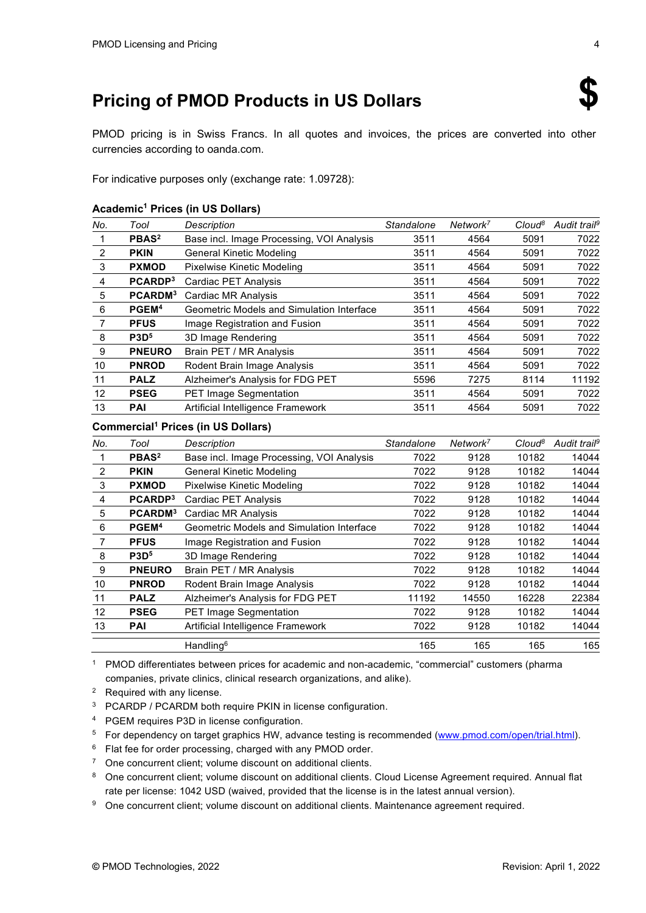# Pricing of PMOD Products in US Dollars

$

PMOD pricing is in Swiss Francs. In all quotes and invoices, the prices are converted into other currencies according to oanda.com.

For indicative purposes only (exchange rate: 1.09728):

### Academic[1] Prices (in US Dollars)

| *No.* | *Tool* | *Description* | *Standalone* | *Network*[7] | *Cloud*[8] | *Audit trail*[9] |
|---|---|---|---|---|---|---|
| 1 | **PBAS**[2] | Base incl. Image Processing, VOI Analysis | 3511 | 4564 | 5091 | 7022 |
| 2 | **PKIN** | General Kinetic Modeling | 3511 | 4564 | 5091 | 7022 |
| 3 | **PXMOD** | Pixelwise Kinetic Modeling | 3511 | 4564 | 5091 | 7022 |
| 4 | **PCARDP**[3] | Cardiac PET Analysis | 3511 | 4564 | 5091 | 7022 |
| 5 | **PCARDM**[3] | Cardiac MR Analysis | 3511 | 4564 | 5091 | 7022 |
| 6 | **PGEM**[4] | Geometric Models and Simulation Interface | 3511 | 4564 | 5091 | 7022 |
| 7 | **PFUS** | Image Registration and Fusion | 3511 | 4564 | 5091 | 7022 |
| 8 | **P3D**[5] | 3D Image Rendering | 3511 | 4564 | 5091 | 7022 |
| 9 | **PNEURO** | Brain PET / MR Analysis | 3511 | 4564 | 5091 | 7022 |
| 10 | **PNROD** | Rodent Brain Image Analysis | 3511 | 4564 | 5091 | 7022 |
| 11 | **PALZ** | Alzheimer's Analysis for FDG PET | 5596 | 7275 | 8114 | 11192 |
| 12 | **PSEG** | PET Image Segmentation | 3511 | 4564 | 5091 | 7022 |
| 13 | **PAI** | Artificial Intelligence Framework | 3511 | 4564 | 5091 | 7022 |

### Commercial[1] Prices (in US Dollars)

| *No.* | *Tool* | *Description* | *Standalone* | *Network*[7] | *Cloud*[8] | *Audit trail*[9] |
|---|---|---|---|---|---|---|
| 1 | **PBAS**[2] | Base incl. Image Processing, VOI Analysis | 7022 | 9128 | 10182 | 14044 |
| 2 | **PKIN** | General Kinetic Modeling | 7022 | 9128 | 10182 | 14044 |
| 3 | **PXMOD** | Pixelwise Kinetic Modeling | 7022 | 9128 | 10182 | 14044 |
| 4 | **PCARDP**[3] | Cardiac PET Analysis | 7022 | 9128 | 10182 | 14044 |
| 5 | **PCARDM**[3] | Cardiac MR Analysis | 7022 | 9128 | 10182 | 14044 |
| 6 | **PGEM**[4] | Geometric Models and Simulation Interface | 7022 | 9128 | 10182 | 14044 |
| 7 | **PFUS** | Image Registration and Fusion | 7022 | 9128 | 10182 | 14044 |
| 8 | **P3D**[5] | 3D Image Rendering | 7022 | 9128 | 10182 | 14044 |
| 9 | **PNEURO** | Brain PET / MR Analysis | 7022 | 9128 | 10182 | 14044 |
| 10 | **PNROD** | Rodent Brain Image Analysis | 7022 | 9128 | 10182 | 14044 |
| 11 | **PALZ** | Alzheimer's Analysis for FDG PET | 11192 | 14550 | 16228 | 22384 |
| 12 | **PSEG** | PET Image Segmentation | 7022 | 9128 | 10182 | 14044 |
| 13 | **PAI** | Artificial Intelligence Framework | 7022 | 9128 | 10182 | 14044 |
| | | Handling[6] | 165 | 165 | 165 | 165 |

[1] PMOD differentiates between prices for academic and non-academic, "commercial" customers (pharma companies, private clinics, clinical research organizations, and alike).

[2] Required with any license.

[3] PCARDP / PCARDM both require PKIN in license configuration.

[4] PGEM requires P3D in license configuration.

[5] For dependency on target graphics HW, advance testing is recommended (www.pmod.com/open/trial.html).

[6] Flat fee for order processing, charged with any PMOD order.

[7] One concurrent client; volume discount on additional clients.

[8] One concurrent client; volume discount on additional clients. Cloud License Agreement required. Annual flat rate per license: 1042 USD (waived, provided that the license is in the latest annual version).

[9] One concurrent client; volume discount on additional clients. Maintenance agreement required.